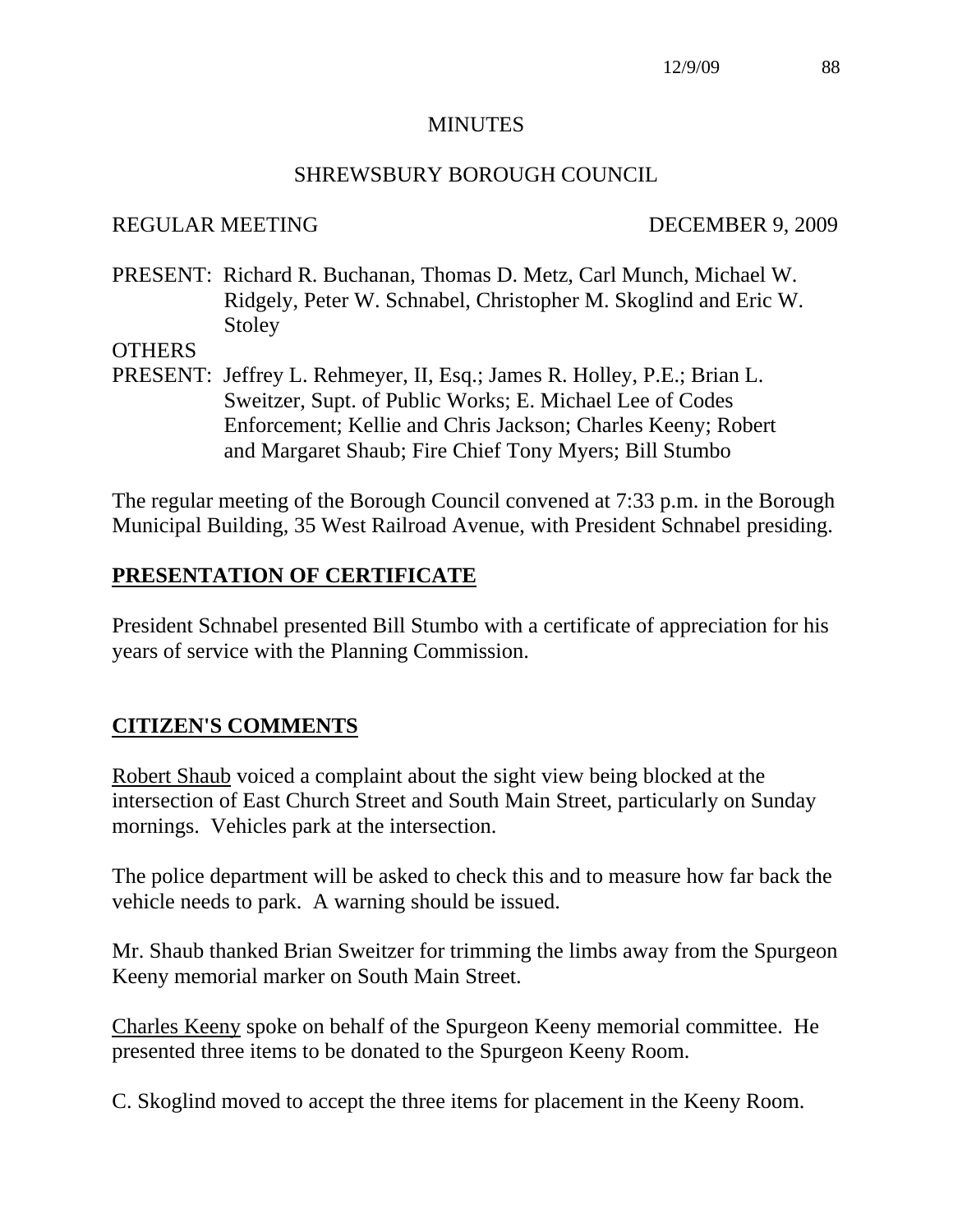# MINUTES

## SHREWSBURY BOROUGH COUNCIL

REGULAR MEETING DECEMBER 9, 2009

PRESENT: Richard R. Buchanan, Thomas D. Metz, Carl Munch, Michael W. Ridgely, Peter W. Schnabel, Christopher M. Skoglind and Eric W. Stoley

OTHERS PRESENT: Jeffrey L. Rehmeyer, II, Esq.; James R. Holley, P.E.; Brian L. Sweitzer, Supt. of Public Works; E. Michael Lee of Codes Enforcement; Kellie and Chris Jackson; Charles Keeny; Robert and Margaret Shaub; Fire Chief Tony Myers; Bill Stumbo

The regular meeting of the Borough Council convened at 7:33 p.m. in the Borough Municipal Building, 35 West Railroad Avenue, with President Schnabel presiding.

## PRESENTATION OF CERTIFICATE

President Schnabel presented Bill Stumbo with a certificate of appreciation for his years of service with the Planning Commission.

## CITIZEN'S COMMENTS

Robert Shaub voiced a complaint about the sight view being blocked at the intersection of East Church Street and South Main Street, particularly on Sunday mornings. Vehicles park at the intersection.

The police department will be asked to check this and to measure how far back the vehicle needs to park. A warning should be issued.

Mr. Shaub thanked Brian Sweitzer for trimming the limbs away from the Spurgeon Keeny memorial marker on South Main Street.

Charles Keeny spoke on behalf of the Spurgeon Keeny memorial committee. He presented three items to be donated to the Spurgeon Keeny Room.

C. Skoglind moved to accept the three items for placement in the Keeny Room.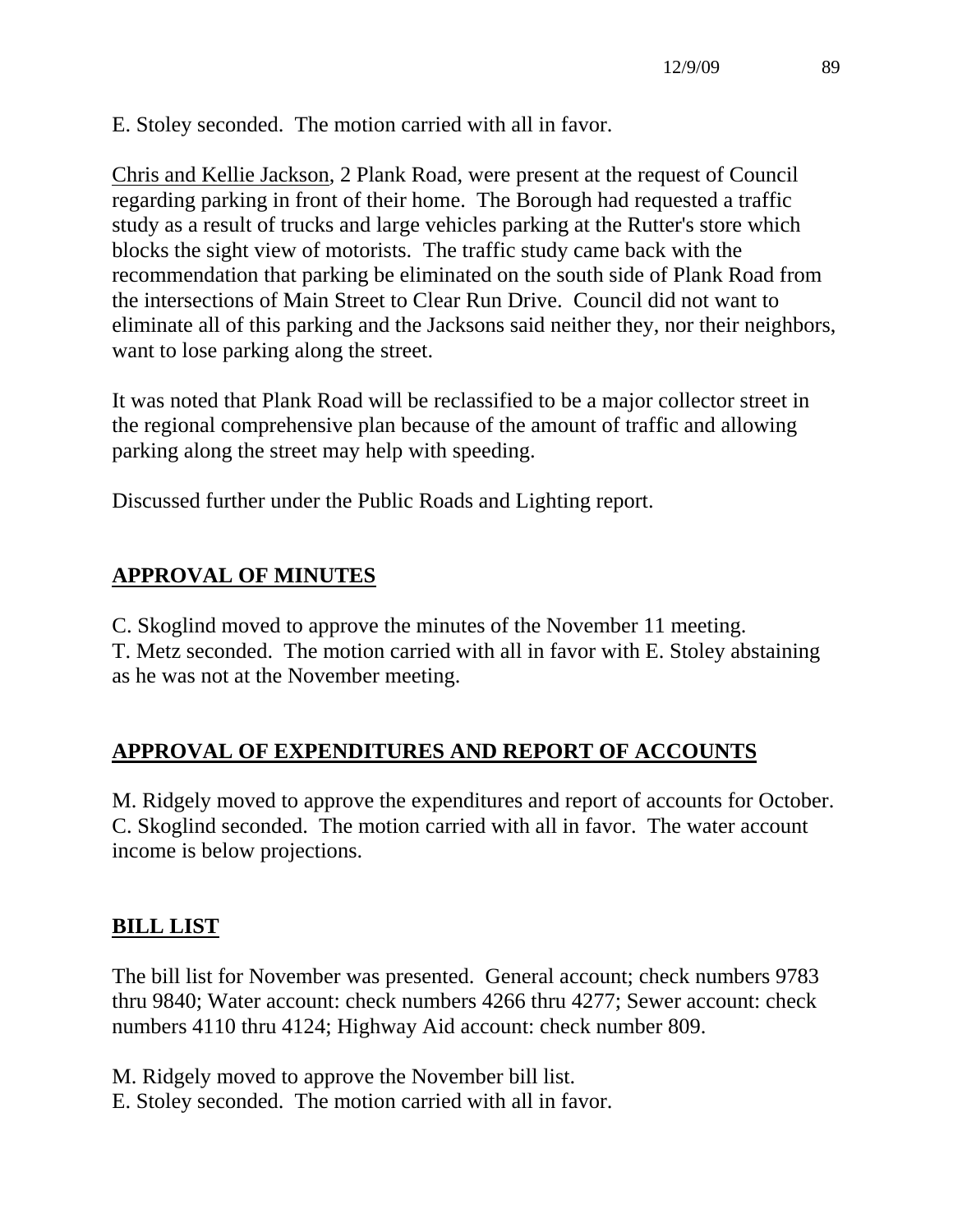E. Stoley seconded. The motion carried with all in favor.

Chris and Kellie Jackson, 2 Plank Road, were present at the request of Council regarding parking in front of their home. The Borough had requested a traffic study as a result of trucks and large vehicles parking at the Rutter's store which blocks the sight view of motorists. The traffic study came back with the recommendation that parking be eliminated on the south side of Plank Road from the intersections of Main Street to Clear Run Drive. Council did not want to eliminate all of this parking and the Jacksons said neither they, nor their neighbors, want to lose parking along the street.

It was noted that Plank Road will be reclassified to be a major collector street in the regional comprehensive plan because of the amount of traffic and allowing parking along the street may help with speeding.

Discussed further under the Public Roads and Lighting report.

## APPROVAL OF MINUTES

C. Skoglind moved to approve the minutes of the November 11 meeting.
T. Metz seconded. The motion carried with all in favor with E. Stoley abstaining as he was not at the November meeting.

## APPROVAL OF EXPENDITURES AND REPORT OF ACCOUNTS

M. Ridgely moved to approve the expenditures and report of accounts for October.
C. Skoglind seconded. The motion carried with all in favor. The water account income is below projections.

## BILL LIST

The bill list for November was presented. General account; check numbers 9783 thru 9840; Water account: check numbers 4266 thru 4277; Sewer account: check numbers 4110 thru 4124; Highway Aid account: check number 809.

M. Ridgely moved to approve the November bill list.
E. Stoley seconded. The motion carried with all in favor.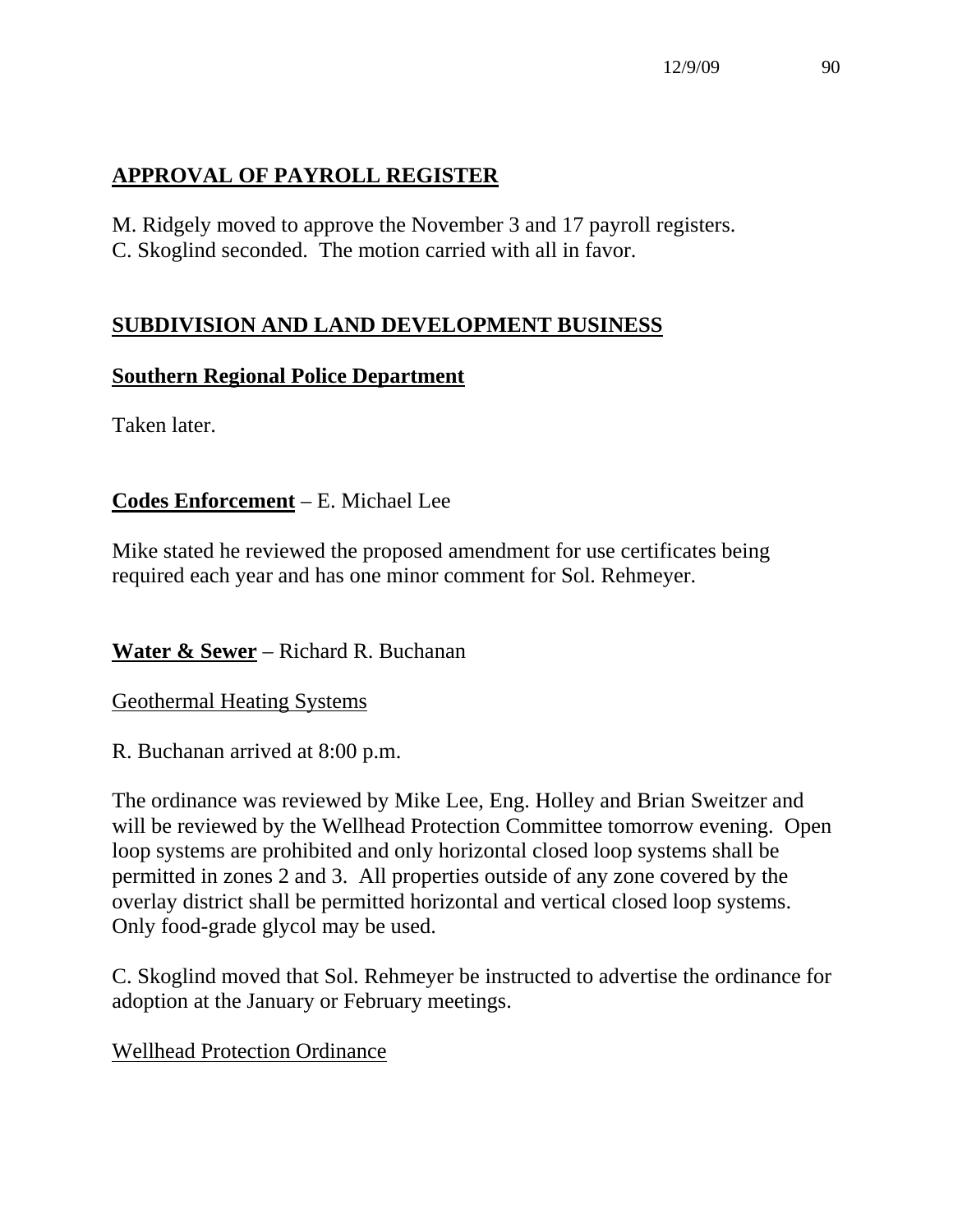## **APPROVAL OF PAYROLL REGISTER**

M. Ridgely moved to approve the November 3 and 17 payroll registers. C. Skoglind seconded. The motion carried with all in favor.

## **SUBDIVISION AND LAND DEVELOPMENT BUSINESS**

### **Southern Regional Police Department**

Taken later.

### **Codes Enforcement** – E. Michael Lee

Mike stated he reviewed the proposed amendment for use certificates being required each year and has one minor comment for Sol. Rehmeyer.

### **Water & Sewer** – Richard R. Buchanan

Geothermal Heating Systems

R. Buchanan arrived at 8:00 p.m.

The ordinance was reviewed by Mike Lee, Eng. Holley and Brian Sweitzer and will be reviewed by the Wellhead Protection Committee tomorrow evening. Open loop systems are prohibited and only horizontal closed loop systems shall be permitted in zones 2 and 3. All properties outside of any zone covered by the overlay district shall be permitted horizontal and vertical closed loop systems. Only food-grade glycol may be used.

C. Skoglind moved that Sol. Rehmeyer be instructed to advertise the ordinance for adoption at the January or February meetings.

Wellhead Protection Ordinance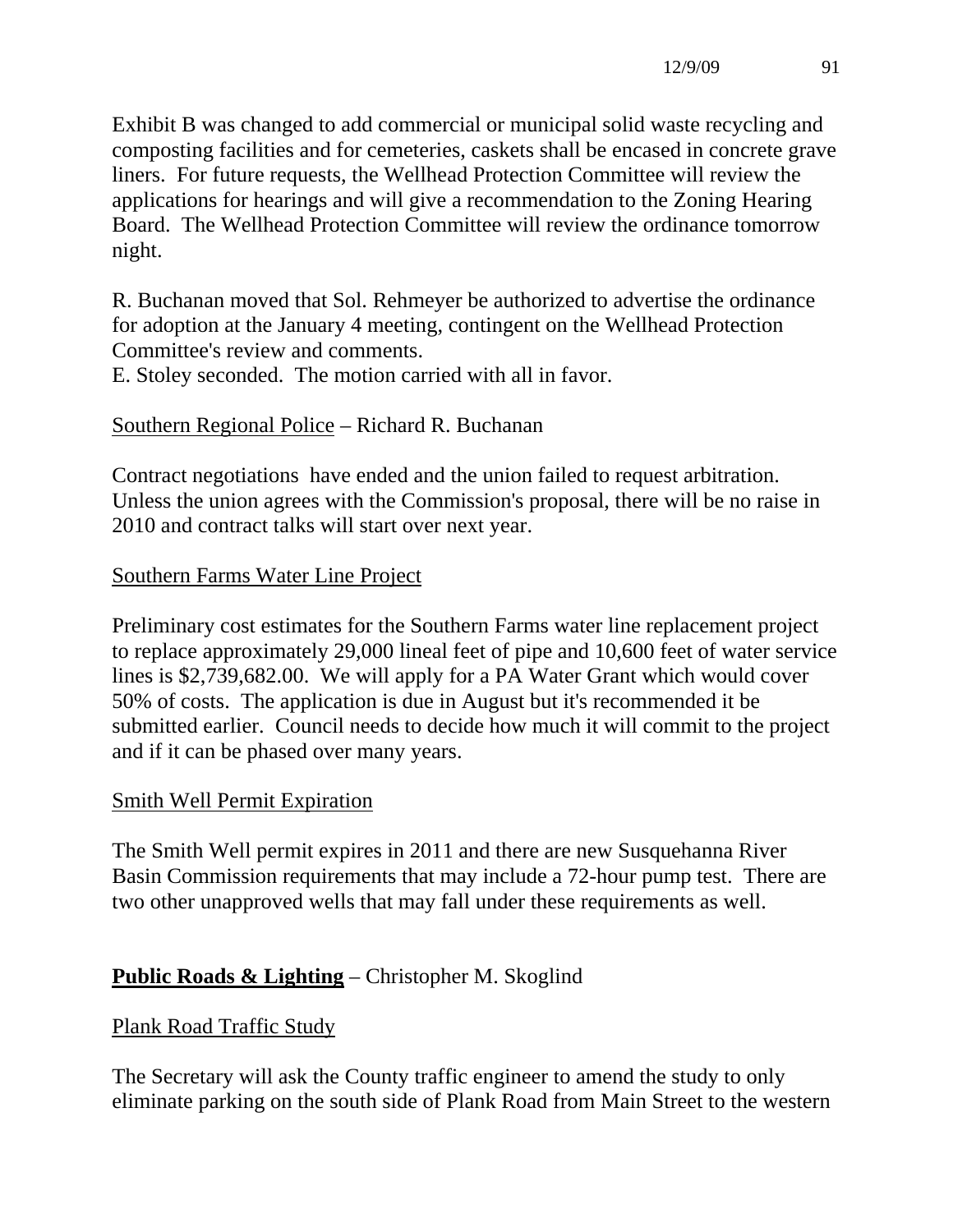Exhibit B was changed to add commercial or municipal solid waste recycling and composting facilities and for cemeteries, caskets shall be encased in concrete grave liners. For future requests, the Wellhead Protection Committee will review the applications for hearings and will give a recommendation to the Zoning Hearing Board. The Wellhead Protection Committee will review the ordinance tomorrow night.

R. Buchanan moved that Sol. Rehmeyer be authorized to advertise the ordinance for adoption at the January 4 meeting, contingent on the Wellhead Protection Committee's review and comments.
E. Stoley seconded. The motion carried with all in favor.

<u>Southern Regional Police</u> – Richard R. Buchanan

Contract negotiations have ended and the union failed to request arbitration. Unless the union agrees with the Commission's proposal, there will be no raise in 2010 and contract talks will start over next year.

<u>Southern Farms Water Line Project</u>

Preliminary cost estimates for the Southern Farms water line replacement project to replace approximately 29,000 lineal feet of pipe and 10,600 feet of water service lines is $2,739,682.00. We will apply for a PA Water Grant which would cover 50% of costs. The application is due in August but it's recommended it be submitted earlier. Council needs to decide how much it will commit to the project and if it can be phased over many years.

<u>Smith Well Permit Expiration</u>

The Smith Well permit expires in 2011 and there are new Susquehanna River Basin Commission requirements that may include a 72-hour pump test. There are two other unapproved wells that may fall under these requirements as well.

**<u>Public Roads & Lighting</u>** – Christopher M. Skoglind

<u>Plank Road Traffic Study</u>

The Secretary will ask the County traffic engineer to amend the study to only eliminate parking on the south side of Plank Road from Main Street to the western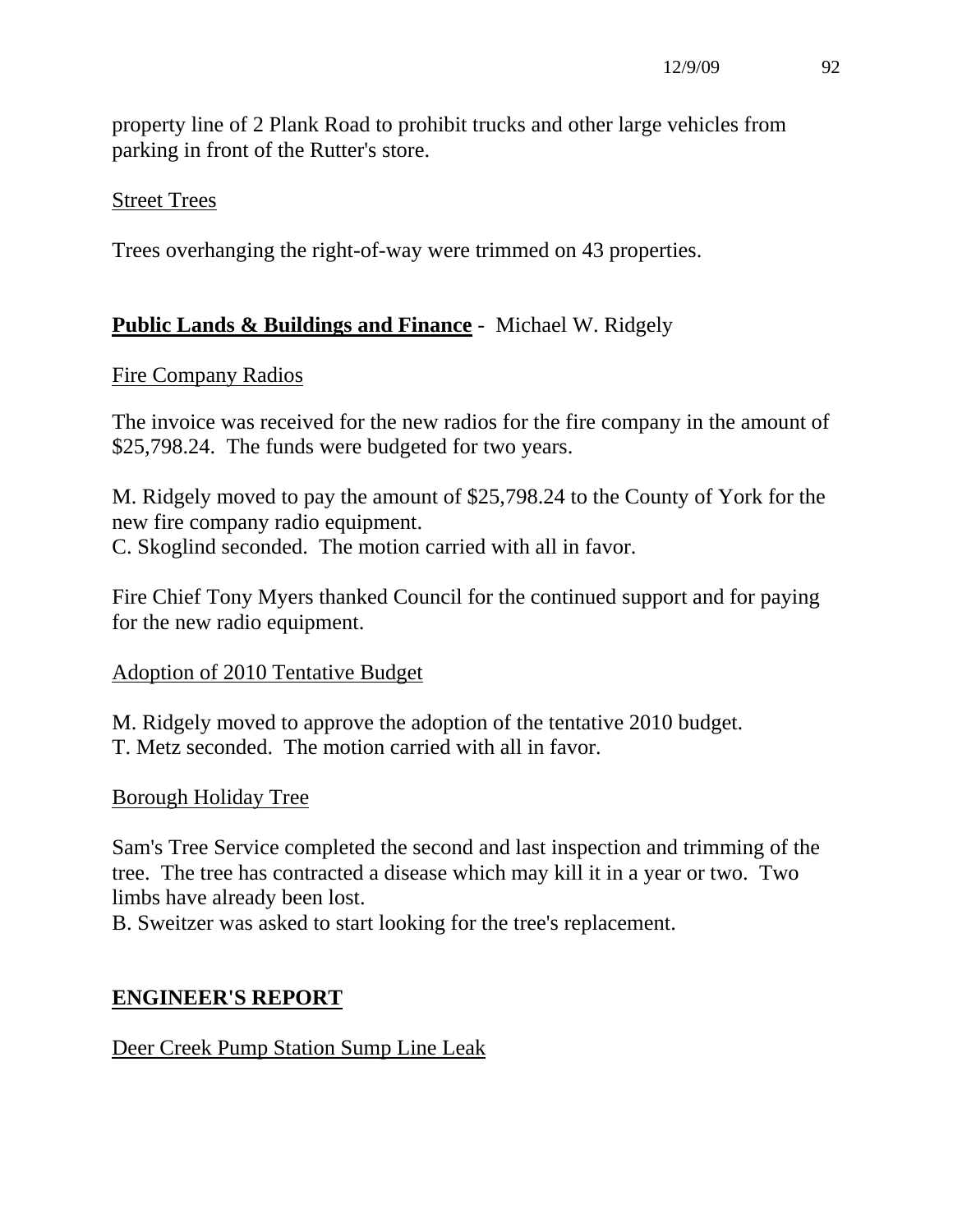property line of 2 Plank Road to prohibit trucks and other large vehicles from parking in front of the Rutter's store.

Street Trees

Trees overhanging the right-of-way were trimmed on 43 properties.

**Public Lands & Buildings and Finance** - Michael W. Ridgely

Fire Company Radios

The invoice was received for the new radios for the fire company in the amount of $25,798.24. The funds were budgeted for two years.

M. Ridgely moved to pay the amount of $25,798.24 to the County of York for the new fire company radio equipment.
C. Skoglind seconded. The motion carried with all in favor.

Fire Chief Tony Myers thanked Council for the continued support and for paying for the new radio equipment.

Adoption of 2010 Tentative Budget

M. Ridgely moved to approve the adoption of the tentative 2010 budget.
T. Metz seconded. The motion carried with all in favor.

Borough Holiday Tree

Sam's Tree Service completed the second and last inspection and trimming of the tree. The tree has contracted a disease which may kill it in a year or two. Two limbs have already been lost.
B. Sweitzer was asked to start looking for the tree's replacement.

**ENGINEER'S REPORT**

Deer Creek Pump Station Sump Line Leak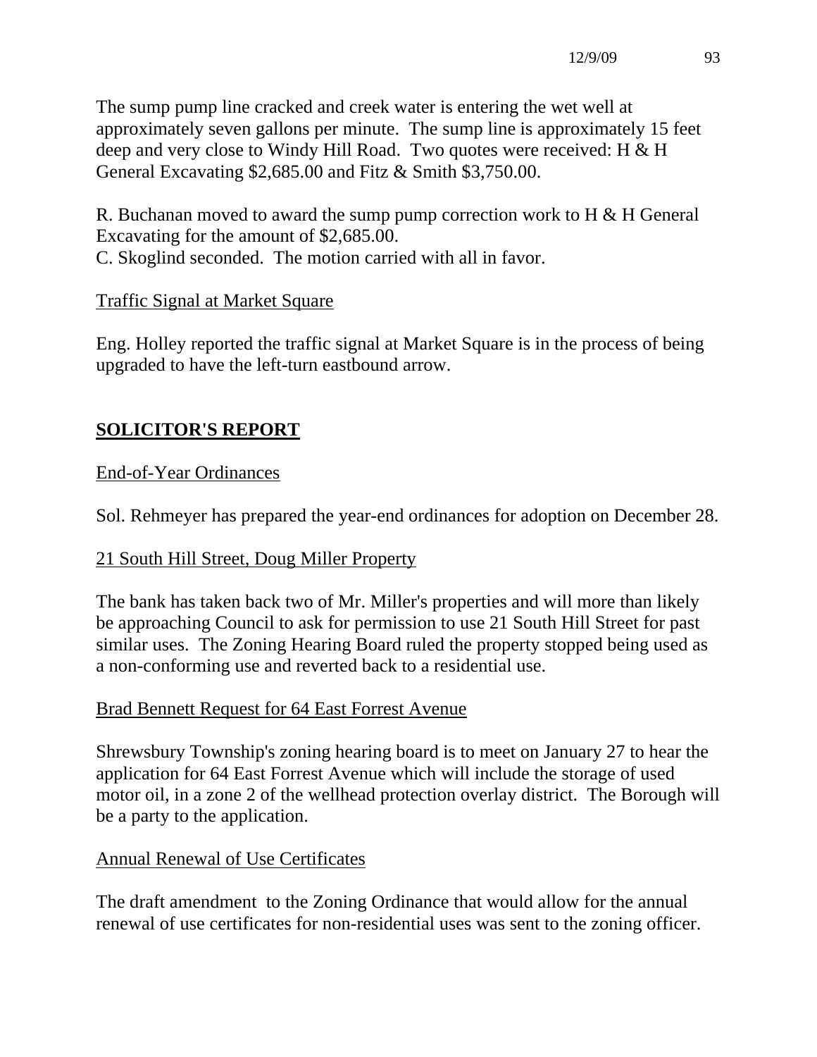The sump pump line cracked and creek water is entering the wet well at approximately seven gallons per minute. The sump line is approximately 15 feet deep and very close to Windy Hill Road. Two quotes were received: H & H General Excavating $2,685.00 and Fitz & Smith $3,750.00.

R. Buchanan moved to award the sump pump correction work to H & H General Excavating for the amount of $2,685.00.
C. Skoglind seconded. The motion carried with all in favor.

<u>Traffic Signal at Market Square</u>

Eng. Holley reported the traffic signal at Market Square is in the process of being upgraded to have the left-turn eastbound arrow.

## SOLICITOR'S REPORT

<u>End-of-Year Ordinances</u>

Sol. Rehmeyer has prepared the year-end ordinances for adoption on December 28.

<u>21 South Hill Street, Doug Miller Property</u>

The bank has taken back two of Mr. Miller's properties and will more than likely be approaching Council to ask for permission to use 21 South Hill Street for past similar uses. The Zoning Hearing Board ruled the property stopped being used as a non-conforming use and reverted back to a residential use.

<u>Brad Bennett Request for 64 East Forrest Avenue</u>

Shrewsbury Township's zoning hearing board is to meet on January 27 to hear the application for 64 East Forrest Avenue which will include the storage of used motor oil, in a zone 2 of the wellhead protection overlay district. The Borough will be a party to the application.

<u>Annual Renewal of Use Certificates</u>

The draft amendment to the Zoning Ordinance that would allow for the annual renewal of use certificates for non-residential uses was sent to the zoning officer.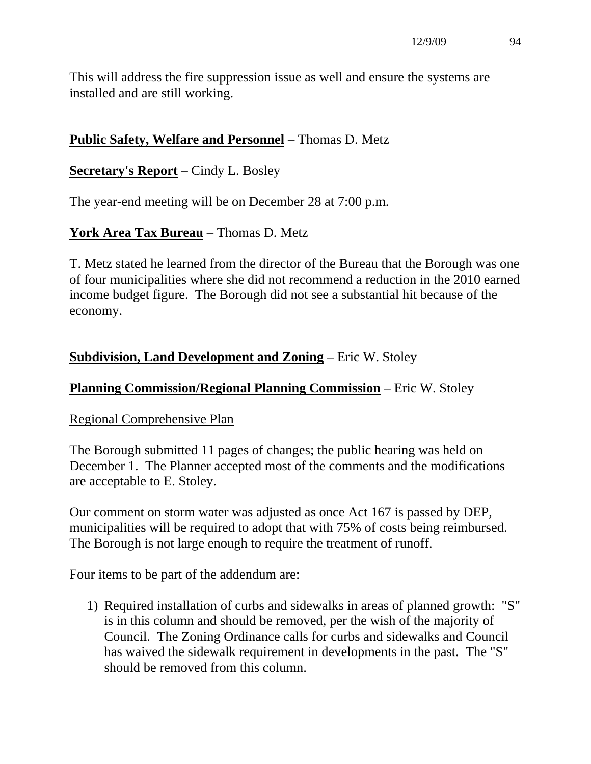This will address the fire suppression issue as well and ensure the systems are installed and are still working.

**Public Safety, Welfare and Personnel** – Thomas D. Metz

**Secretary's Report** – Cindy L. Bosley

The year-end meeting will be on December 28 at 7:00 p.m.

**York Area Tax Bureau** – Thomas D. Metz

T. Metz stated he learned from the director of the Bureau that the Borough was one of four municipalities where she did not recommend a reduction in the 2010 earned income budget figure. The Borough did not see a substantial hit because of the economy.

**Subdivision, Land Development and Zoning** – Eric W. Stoley

**Planning Commission/Regional Planning Commission** – Eric W. Stoley

Regional Comprehensive Plan

The Borough submitted 11 pages of changes; the public hearing was held on December 1. The Planner accepted most of the comments and the modifications are acceptable to E. Stoley.

Our comment on storm water was adjusted as once Act 167 is passed by DEP, municipalities will be required to adopt that with 75% of costs being reimbursed. The Borough is not large enough to require the treatment of runoff.

Four items to be part of the addendum are:

1) Required installation of curbs and sidewalks in areas of planned growth: "S" is in this column and should be removed, per the wish of the majority of Council. The Zoning Ordinance calls for curbs and sidewalks and Council has waived the sidewalk requirement in developments in the past. The "S" should be removed from this column.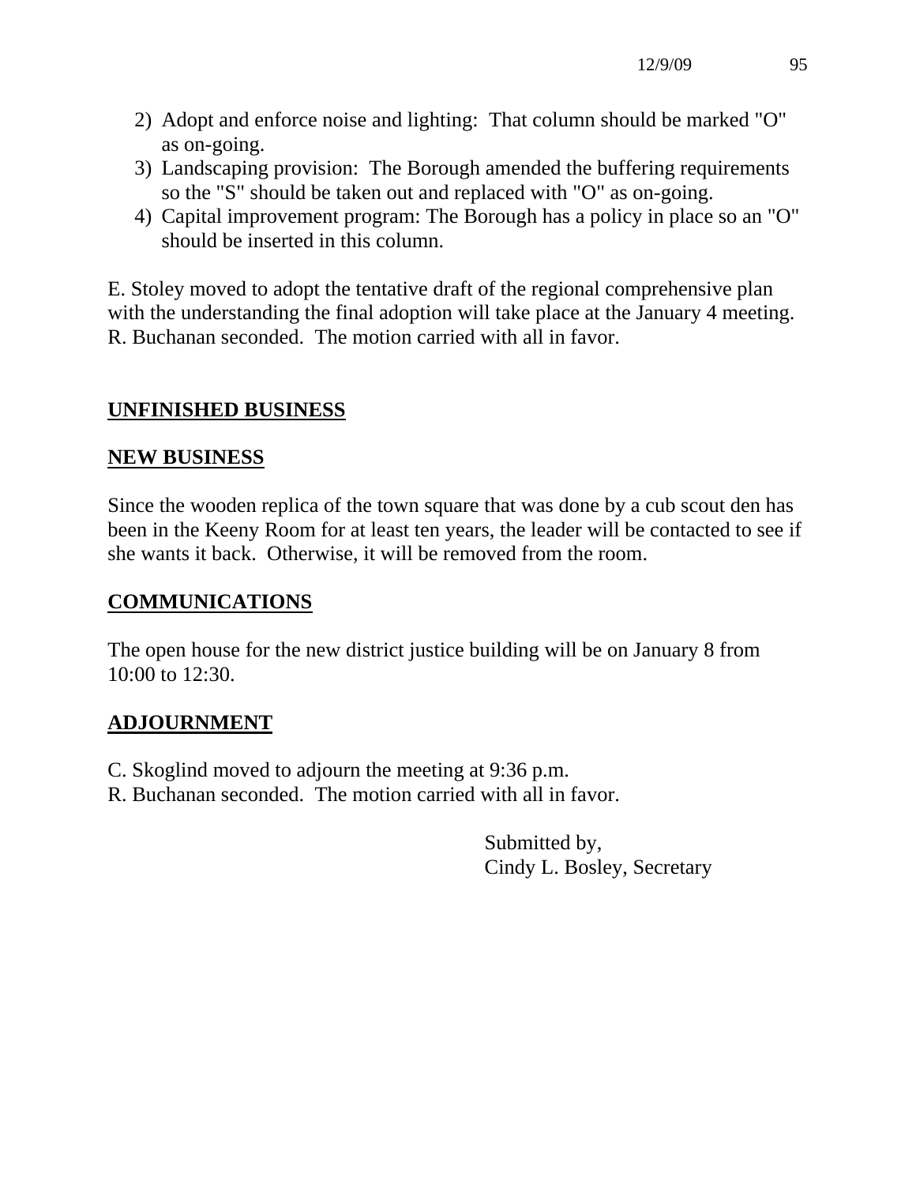2) Adopt and enforce noise and lighting: That column should be marked "O" as on-going.
3) Landscaping provision: The Borough amended the buffering requirements so the "S" should be taken out and replaced with "O" as on-going.
4) Capital improvement program: The Borough has a policy in place so an "O" should be inserted in this column.

E. Stoley moved to adopt the tentative draft of the regional comprehensive plan with the understanding the final adoption will take place at the January 4 meeting. R. Buchanan seconded. The motion carried with all in favor.

## UNFINISHED BUSINESS

## NEW BUSINESS

Since the wooden replica of the town square that was done by a cub scout den has been in the Keeny Room for at least ten years, the leader will be contacted to see if she wants it back. Otherwise, it will be removed from the room.

## COMMUNICATIONS

The open house for the new district justice building will be on January 8 from 10:00 to 12:30.

## ADJOURNMENT

C. Skoglind moved to adjourn the meeting at 9:36 p.m.
R. Buchanan seconded. The motion carried with all in favor.

Submitted by,
Cindy L. Bosley, Secretary